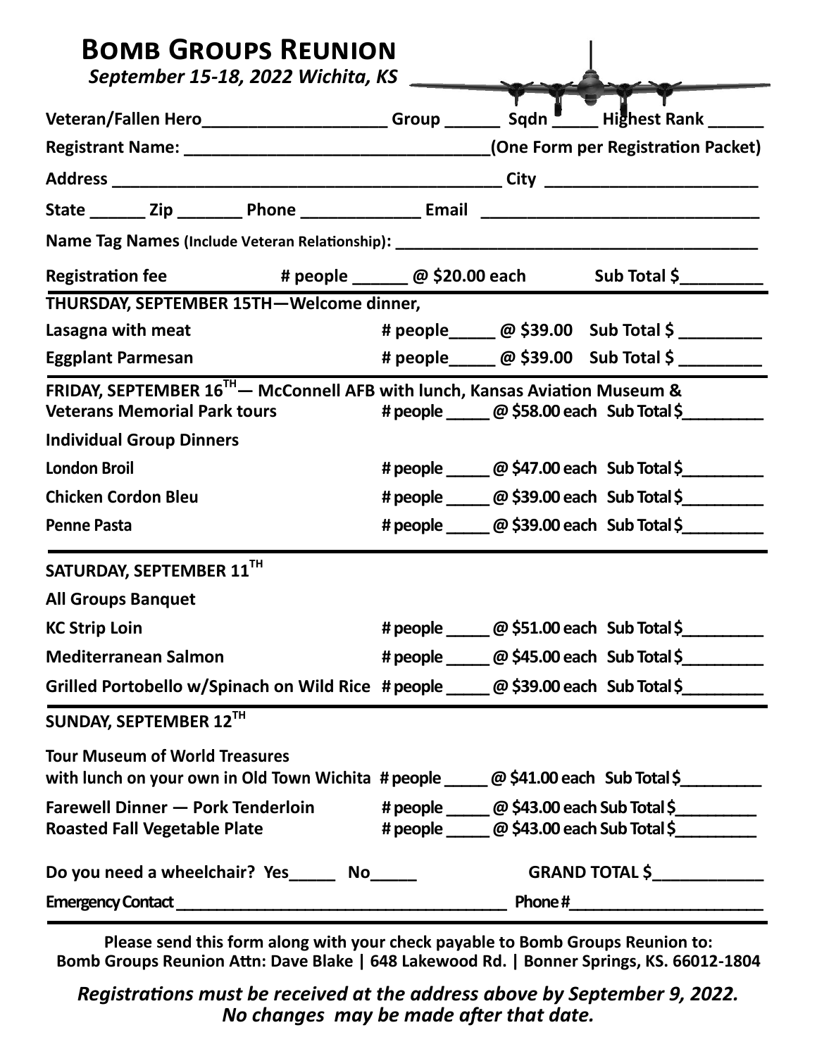# Bomb Groups Reunion

***September 15-18, 2022 Wichita, KS***

**Veteran/Fallen Hero____________________ Group ______ Sqdn _____ Highest Rank ______**

**Registrant Name: _________________________________(One Form per Registration Packet)**

**Address ____________________________________________ City ________________________**

**State ______ Zip _______ Phone _____________ Email _______________________________**

**Name Tag Names** (Include Veteran Relationship): ________________________________________

**Registration fee # people ______ @ $20.00 each Sub Total $_________**

---

**THURSDAY, SEPTEMBER 15TH—Welcome dinner,**

| | | | |
|---|---|---|---|
| **Lasagna with meat** | # people_____ | @ $39.00 | Sub Total $ _________ |
| **Eggplant Parmesan** | # people_____ | @ $39.00 | Sub Total $ _________ |

---

**FRIDAY, SEPTEMBER 16TH— McConnell AFB with lunch, Kansas Aviation Museum & Veterans Memorial Park tours** # people _____ @ $58.00 each Sub Total $_________

**Individual Group Dinners**

| | | | |
|---|---|---|---|
| **London Broil** | # people _____ | @ $47.00 each | Sub Total $_________ |
| **Chicken Cordon Bleu** | # people _____ | @ $39.00 each | Sub Total $_________ |
| **Penne Pasta** | # people _____ | @ $39.00 each | Sub Total $_________ |

---

**SATURDAY, SEPTEMBER 11TH**

**All Groups Banquet**

| | | | |
|---|---|---|---|
| **KC Strip Loin** | # people _____ | @ $51.00 each | Sub Total $_________ |
| **Mediterranean Salmon** | # people _____ | @ $45.00 each | Sub Total $_________ |
| **Grilled Portobello w/Spinach on Wild Rice** | # people _____ | @ $39.00 each | Sub Total $_________ |

---

**SUNDAY, SEPTEMBER 12TH**

**Tour Museum of World Treasures with lunch on your own in Old Town Wichita** # people _____ @ $41.00 each Sub Total $_________

| | | | |
|---|---|---|---|
| **Farewell Dinner — Pork Tenderloin** | # people _____ | @ $43.00 each | Sub Total $_________ |
| **Roasted Fall Vegetable Plate** | # people _____ | @ $43.00 each | Sub Total $_________ |

**Do you need a wheelchair? Yes_____ No_____ GRAND TOTAL $____________**

**Emergency Contact _______________________________________ Phone #_______________________**

---

**Please send this form along with your check payable to Bomb Groups Reunion to:**
**Bomb Groups Reunion Attn: Dave Blake | 648 Lakewood Rd. | Bonner Springs, KS. 66012-1804**

***Registrations must be received at the address above by September 9, 2022.***
***No changes may be made after that date.***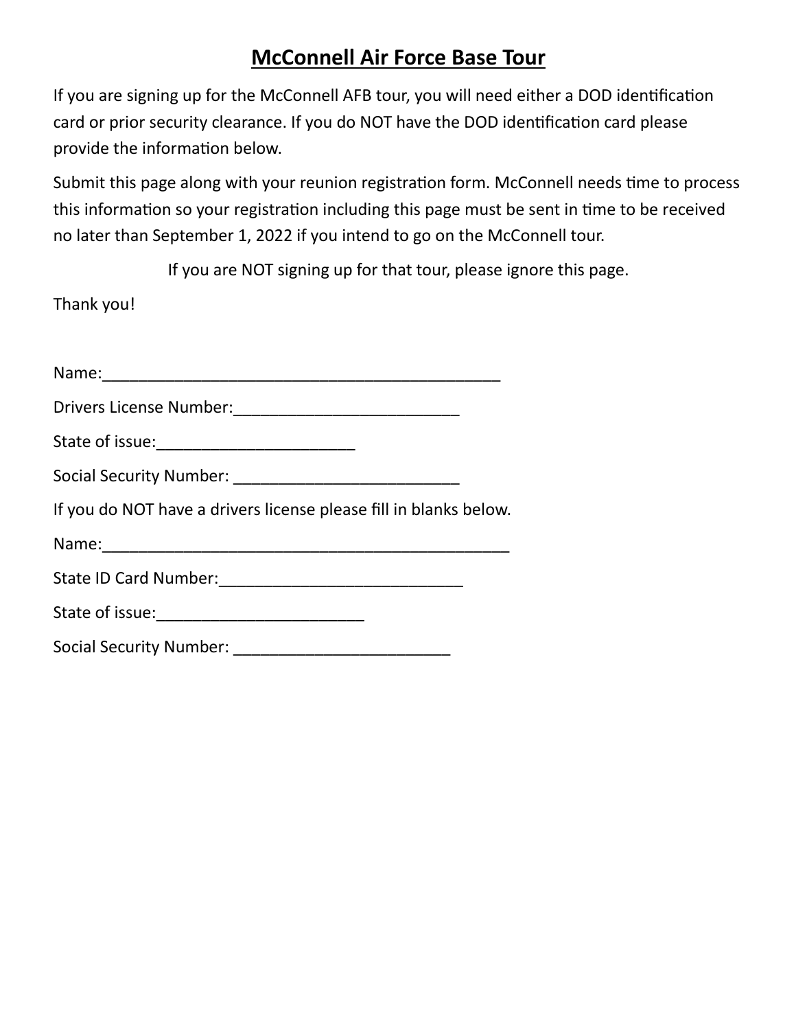# McConnell Air Force Base Tour

If you are signing up for the McConnell AFB tour, you will need either a DOD identification card or prior security clearance. If you do NOT have the DOD identification card please provide the information below.

Submit this page along with your reunion registration form. McConnell needs time to process this information so your registration including this page must be sent in time to be received no later than September 1, 2022 if you intend to go on the McConnell tour.

If you are NOT signing up for that tour, please ignore this page.

Thank you!

Name:_______________________________________________

Drivers License Number:_________________________

State of issue:______________________

Social Security Number: _________________________

If you do NOT have a drivers license please fill in blanks below.

Name:_______________________________________________

State ID Card Number:___________________________

State of issue:_______________________

Social Security Number: ________________________